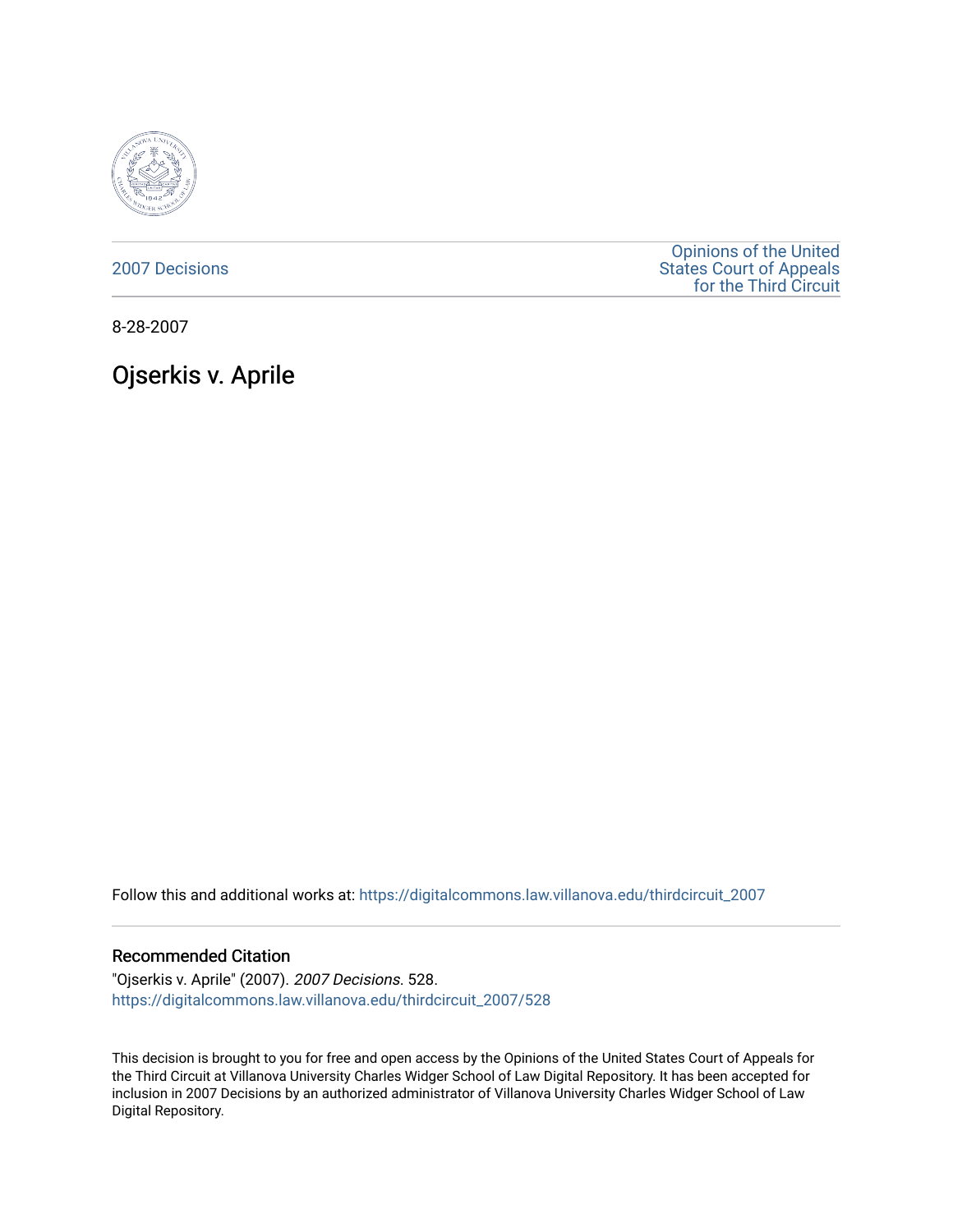2007 Decisions

Opinions of the United States Court of Appeals for the Third Circuit

8-28-2007

# Ojserkis v. Aprile

Follow this and additional works at: https://digitalcommons.law.villanova.edu/thirdcircuit_2007

## Recommended Citation

"Ojserkis v. Aprile" (2007). *2007 Decisions*. 528.
https://digitalcommons.law.villanova.edu/thirdcircuit_2007/528

This decision is brought to you for free and open access by the Opinions of the United States Court of Appeals for the Third Circuit at Villanova University Charles Widger School of Law Digital Repository. It has been accepted for inclusion in 2007 Decisions by an authorized administrator of Villanova University Charles Widger School of Law Digital Repository.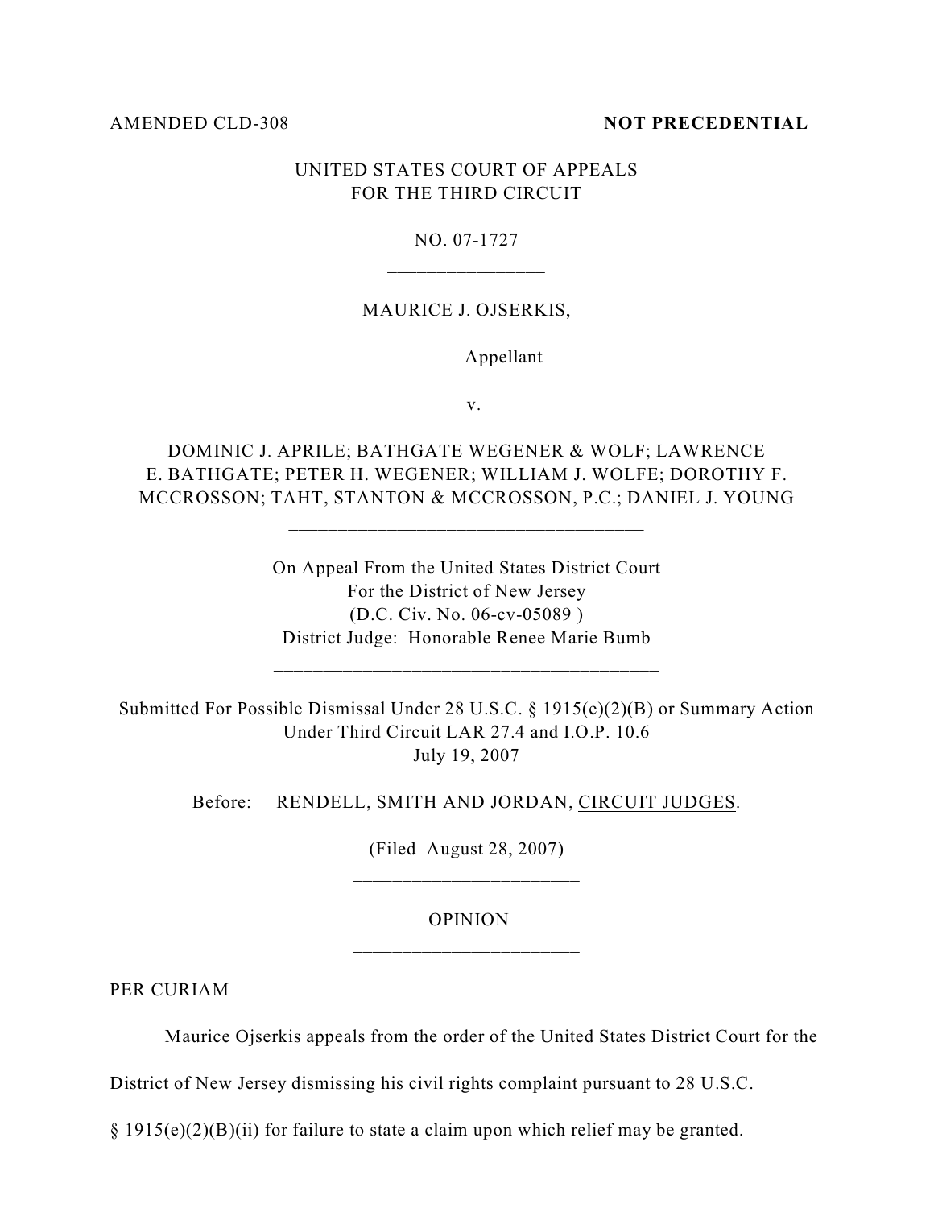AMENDED CLD-308 **NOT PRECEDENTIAL**

UNITED STATES COURT OF APPEALS
FOR THE THIRD CIRCUIT

NO. 07-1727

---

MAURICE J. OJSERKIS,

Appellant

v.

DOMINIC J. APRILE; BATHGATE WEGENER & WOLF; LAWRENCE E. BATHGATE; PETER H. WEGENER; WILLIAM J. WOLFE; DOROTHY F. MCCROSSON; TAHT, STANTON & MCCROSSON, P.C.; DANIEL J. YOUNG

---

On Appeal From the United States District Court
For the District of New Jersey
(D.C. Civ. No. 06-cv-05089 )
District Judge: Honorable Renee Marie Bumb

---

Submitted For Possible Dismissal Under 28 U.S.C. § 1915(e)(2)(B) or Summary Action
Under Third Circuit LAR 27.4 and I.O.P. 10.6
July 19, 2007

Before: RENDELL, SMITH AND JORDAN, CIRCUIT JUDGES.

(Filed August 28, 2007)

---

OPINION

---

PER CURIAM

Maurice Ojserkis appeals from the order of the United States District Court for the District of New Jersey dismissing his civil rights complaint pursuant to 28 U.S.C. § 1915(e)(2)(B)(ii) for failure to state a claim upon which relief may be granted.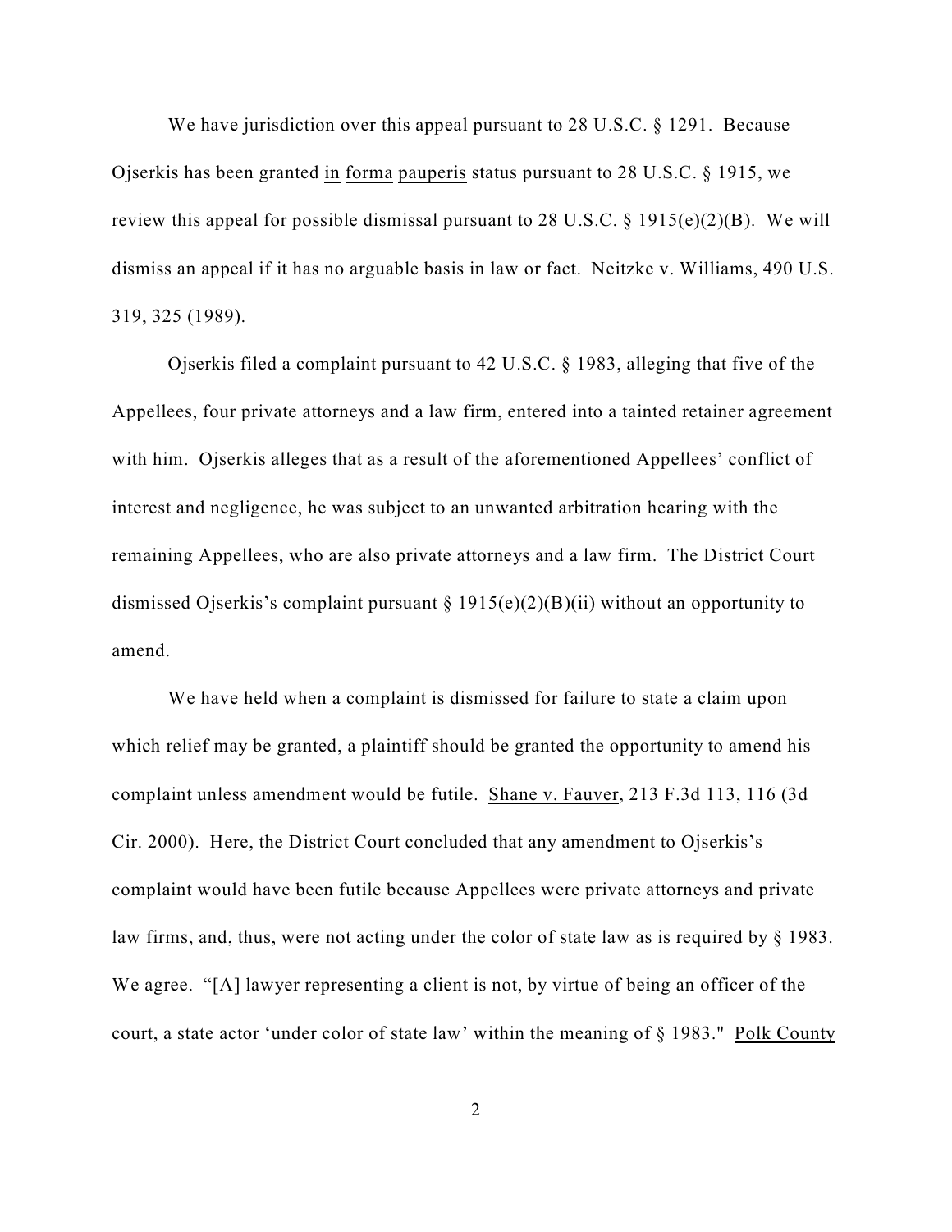We have jurisdiction over this appeal pursuant to 28 U.S.C. § 1291. Because Ojserkis has been granted in forma pauperis status pursuant to 28 U.S.C. § 1915, we review this appeal for possible dismissal pursuant to 28 U.S.C. § 1915(e)(2)(B). We will dismiss an appeal if it has no arguable basis in law or fact. Neitzke v. Williams, 490 U.S. 319, 325 (1989).

Ojserkis filed a complaint pursuant to 42 U.S.C. § 1983, alleging that five of the Appellees, four private attorneys and a law firm, entered into a tainted retainer agreement with him. Ojserkis alleges that as a result of the aforementioned Appellees' conflict of interest and negligence, he was subject to an unwanted arbitration hearing with the remaining Appellees, who are also private attorneys and a law firm. The District Court dismissed Ojserkis's complaint pursuant § 1915(e)(2)(B)(ii) without an opportunity to amend.

We have held when a complaint is dismissed for failure to state a claim upon which relief may be granted, a plaintiff should be granted the opportunity to amend his complaint unless amendment would be futile. Shane v. Fauver, 213 F.3d 113, 116 (3d Cir. 2000). Here, the District Court concluded that any amendment to Ojserkis's complaint would have been futile because Appellees were private attorneys and private law firms, and, thus, were not acting under the color of state law as is required by § 1983. We agree. "[A] lawyer representing a client is not, by virtue of being an officer of the court, a state actor 'under color of state law' within the meaning of § 1983." Polk County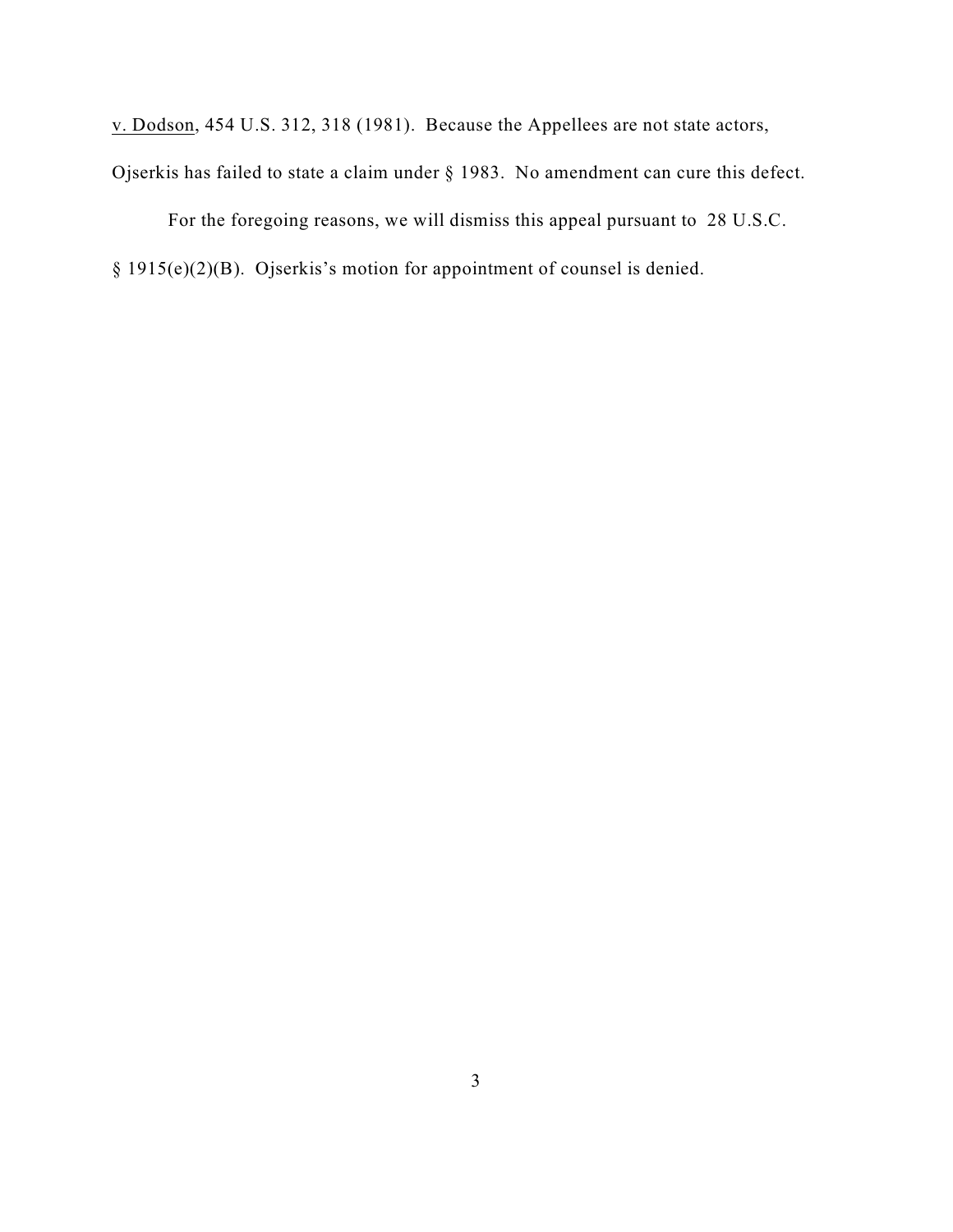v. Dodson, 454 U.S. 312, 318 (1981). Because the Appellees are not state actors, Ojserkis has failed to state a claim under § 1983. No amendment can cure this defect.

For the foregoing reasons, we will dismiss this appeal pursuant to 28 U.S.C. § 1915(e)(2)(B). Ojserkis's motion for appointment of counsel is denied.